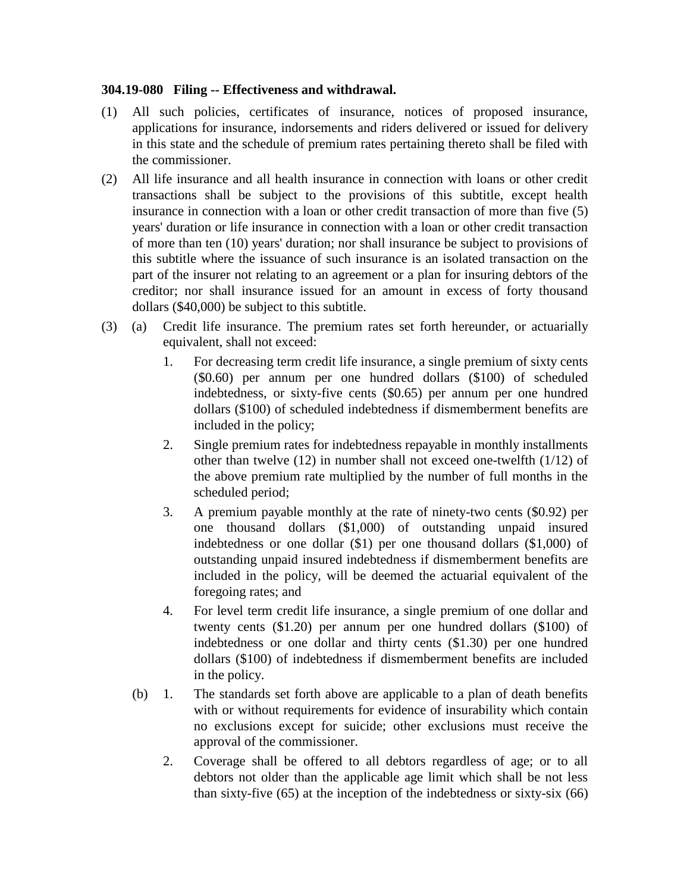**304.19-080 Filing -- Effectiveness and withdrawal.**

(1) All such policies, certificates of insurance, notices of proposed insurance, applications for insurance, indorsements and riders delivered or issued for delivery in this state and the schedule of premium rates pertaining thereto shall be filed with the commissioner.

(2) All life insurance and all health insurance in connection with loans or other credit transactions shall be subject to the provisions of this subtitle, except health insurance in connection with a loan or other credit transaction of more than five (5) years' duration or life insurance in connection with a loan or other credit transaction of more than ten (10) years' duration; nor shall insurance be subject to provisions of this subtitle where the issuance of such insurance is an isolated transaction on the part of the insurer not relating to an agreement or a plan for insuring debtors of the creditor; nor shall insurance issued for an amount in excess of forty thousand dollars ($40,000) be subject to this subtitle.

(3) (a) Credit life insurance. The premium rates set forth hereunder, or actuarially equivalent, shall not exceed:

1. For decreasing term credit life insurance, a single premium of sixty cents ($0.60) per annum per one hundred dollars ($100) of scheduled indebtedness, or sixty-five cents ($0.65) per annum per one hundred dollars ($100) of scheduled indebtedness if dismemberment benefits are included in the policy;

2. Single premium rates for indebtedness repayable in monthly installments other than twelve (12) in number shall not exceed one-twelfth (1/12) of the above premium rate multiplied by the number of full months in the scheduled period;

3. A premium payable monthly at the rate of ninety-two cents ($0.92) per one thousand dollars ($1,000) of outstanding unpaid insured indebtedness or one dollar ($1) per one thousand dollars ($1,000) of outstanding unpaid insured indebtedness if dismemberment benefits are included in the policy, will be deemed the actuarial equivalent of the foregoing rates; and

4. For level term credit life insurance, a single premium of one dollar and twenty cents ($1.20) per annum per one hundred dollars ($100) of indebtedness or one dollar and thirty cents ($1.30) per one hundred dollars ($100) of indebtedness if dismemberment benefits are included in the policy.

(b) 1. The standards set forth above are applicable to a plan of death benefits with or without requirements for evidence of insurability which contain no exclusions except for suicide; other exclusions must receive the approval of the commissioner.

2. Coverage shall be offered to all debtors regardless of age; or to all debtors not older than the applicable age limit which shall be not less than sixty-five (65) at the inception of the indebtedness or sixty-six (66)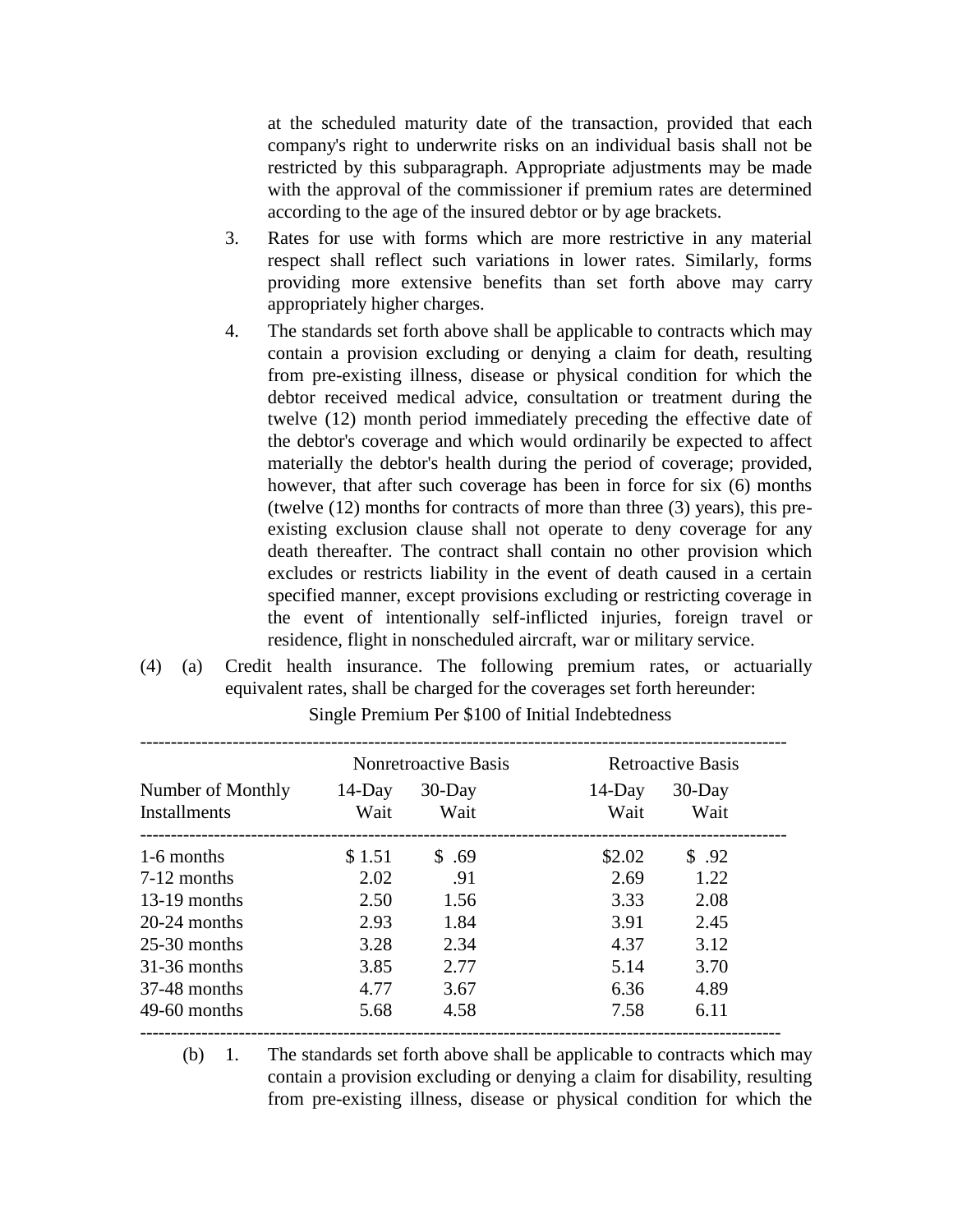at the scheduled maturity date of the transaction, provided that each company's right to underwrite risks on an individual basis shall not be restricted by this subparagraph. Appropriate adjustments may be made with the approval of the commissioner if premium rates are determined according to the age of the insured debtor or by age brackets.

3. Rates for use with forms which are more restrictive in any material respect shall reflect such variations in lower rates. Similarly, forms providing more extensive benefits than set forth above may carry appropriately higher charges.

4. The standards set forth above shall be applicable to contracts which may contain a provision excluding or denying a claim for death, resulting from pre-existing illness, disease or physical condition for which the debtor received medical advice, consultation or treatment during the twelve (12) month period immediately preceding the effective date of the debtor's coverage and which would ordinarily be expected to affect materially the debtor's health during the period of coverage; provided, however, that after such coverage has been in force for six (6) months (twelve (12) months for contracts of more than three (3) years), this pre-existing exclusion clause shall not operate to deny coverage for any death thereafter. The contract shall contain no other provision which excludes or restricts liability in the event of death caused in a certain specified manner, except provisions excluding or restricting coverage in the event of intentionally self-inflicted injuries, foreign travel or residence, flight in nonscheduled aircraft, war or military service.

(4) (a) Credit health insurance. The following premium rates, or actuarially equivalent rates, shall be charged for the coverages set forth hereunder:

Single Premium Per $100 of Initial Indebtedness

| | Nonretroactive Basis | | Retroactive Basis | |
|---|---|---|---|---|
| Number of Monthly Installments | 14-Day Wait | 30-Day Wait | 14-Day Wait | 30-Day Wait |
| 1-6 months | $ 1.51 | $ .69 | $2.02 | $ .92 |
| 7-12 months | 2.02 | .91 | 2.69 | 1.22 |
| 13-19 months | 2.50 | 1.56 | 3.33 | 2.08 |
| 20-24 months | 2.93 | 1.84 | 3.91 | 2.45 |
| 25-30 months | 3.28 | 2.34 | 4.37 | 3.12 |
| 31-36 months | 3.85 | 2.77 | 5.14 | 3.70 |
| 37-48 months | 4.77 | 3.67 | 6.36 | 4.89 |
| 49-60 months | 5.68 | 4.58 | 7.58 | 6.11 |

(b) 1. The standards set forth above shall be applicable to contracts which may contain a provision excluding or denying a claim for disability, resulting from pre-existing illness, disease or physical condition for which the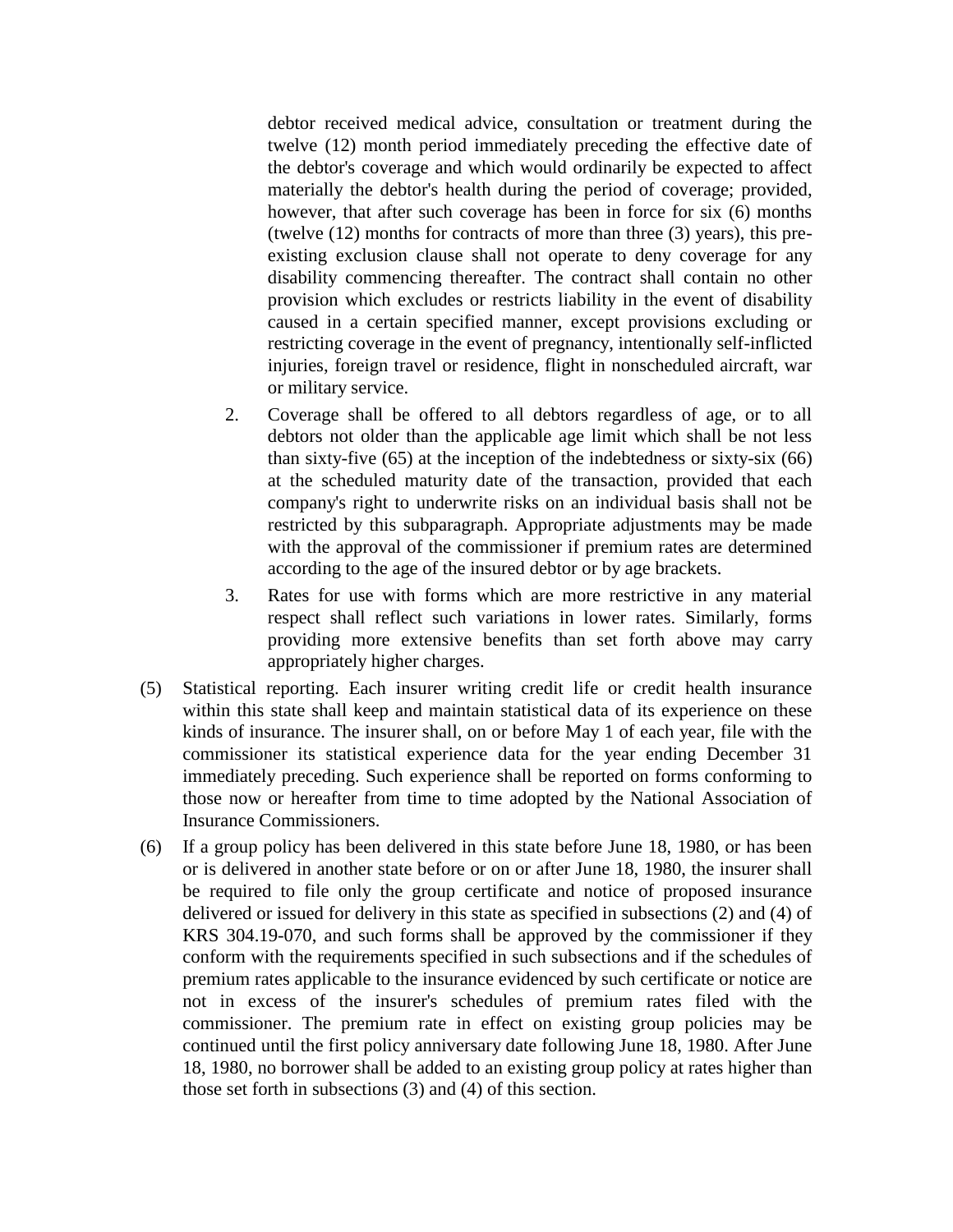debtor received medical advice, consultation or treatment during the twelve (12) month period immediately preceding the effective date of the debtor's coverage and which would ordinarily be expected to affect materially the debtor's health during the period of coverage; provided, however, that after such coverage has been in force for six (6) months (twelve (12) months for contracts of more than three (3) years), this pre-existing exclusion clause shall not operate to deny coverage for any disability commencing thereafter. The contract shall contain no other provision which excludes or restricts liability in the event of disability caused in a certain specified manner, except provisions excluding or restricting coverage in the event of pregnancy, intentionally self-inflicted injuries, foreign travel or residence, flight in nonscheduled aircraft, war or military service.

2. Coverage shall be offered to all debtors regardless of age, or to all debtors not older than the applicable age limit which shall be not less than sixty-five (65) at the inception of the indebtedness or sixty-six (66) at the scheduled maturity date of the transaction, provided that each company's right to underwrite risks on an individual basis shall not be restricted by this subparagraph. Appropriate adjustments may be made with the approval of the commissioner if premium rates are determined according to the age of the insured debtor or by age brackets.

3. Rates for use with forms which are more restrictive in any material respect shall reflect such variations in lower rates. Similarly, forms providing more extensive benefits than set forth above may carry appropriately higher charges.

(5) Statistical reporting. Each insurer writing credit life or credit health insurance within this state shall keep and maintain statistical data of its experience on these kinds of insurance. The insurer shall, on or before May 1 of each year, file with the commissioner its statistical experience data for the year ending December 31 immediately preceding. Such experience shall be reported on forms conforming to those now or hereafter from time to time adopted by the National Association of Insurance Commissioners.

(6) If a group policy has been delivered in this state before June 18, 1980, or has been or is delivered in another state before or on or after June 18, 1980, the insurer shall be required to file only the group certificate and notice of proposed insurance delivered or issued for delivery in this state as specified in subsections (2) and (4) of KRS 304.19-070, and such forms shall be approved by the commissioner if they conform with the requirements specified in such subsections and if the schedules of premium rates applicable to the insurance evidenced by such certificate or notice are not in excess of the insurer's schedules of premium rates filed with the commissioner. The premium rate in effect on existing group policies may be continued until the first policy anniversary date following June 18, 1980. After June 18, 1980, no borrower shall be added to an existing group policy at rates higher than those set forth in subsections (3) and (4) of this section.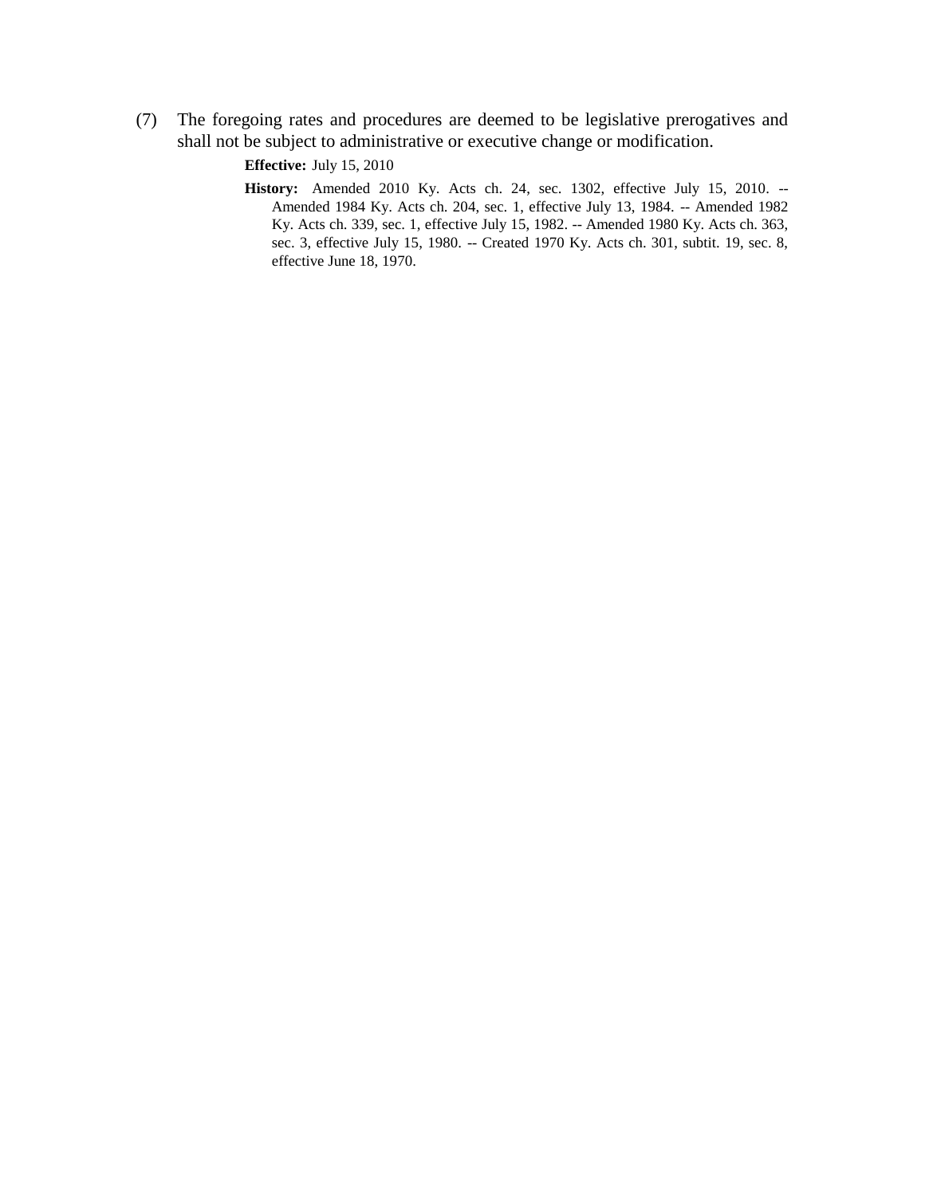(7) The foregoing rates and procedures are deemed to be legislative prerogatives and shall not be subject to administrative or executive change or modification.

**Effective:** July 15, 2010

**History:** Amended 2010 Ky. Acts ch. 24, sec. 1302, effective July 15, 2010. -- Amended 1984 Ky. Acts ch. 204, sec. 1, effective July 13, 1984. -- Amended 1982 Ky. Acts ch. 339, sec. 1, effective July 15, 1982. -- Amended 1980 Ky. Acts ch. 363, sec. 3, effective July 15, 1980. -- Created 1970 Ky. Acts ch. 301, subtit. 19, sec. 8, effective June 18, 1970.